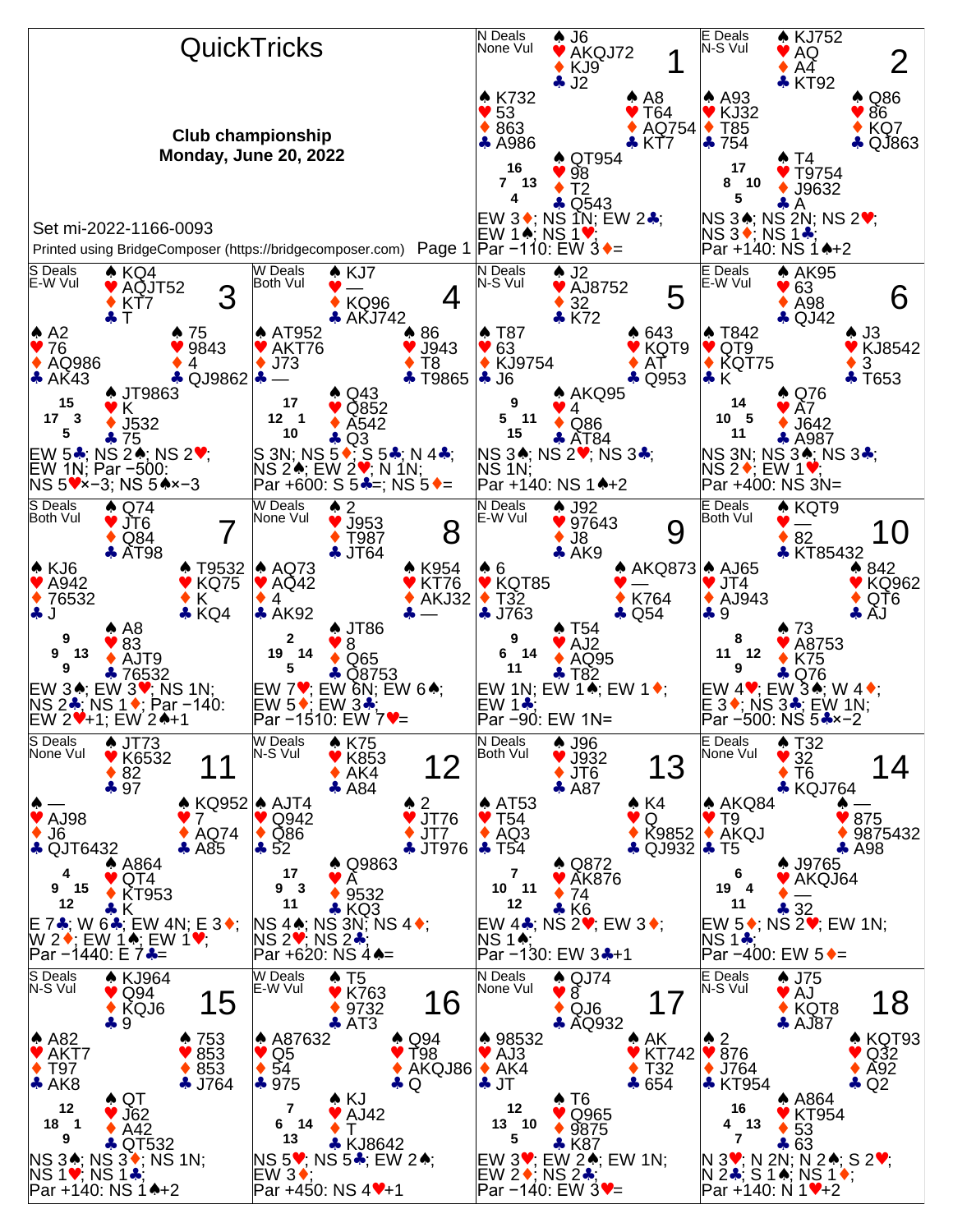# QuickTricks

**Club championship**
**Monday, June 20, 2022**

Set mi-2022-1166-0093

Printed using BridgeComposer (https://bridgecomposer.com)

## Board 1
N Deals, None Vul

- North: ♠ J6 ♥ AKQJ72 ♦ KJ9 ♣ J2
- West: ♠ K732 ♥ 53 ♦ 863 ♣ A986
- East: ♠ A8 ♥ T64 ♦ AQ754 ♣ KT7
- South: ♠ QT954 ♥ 98 ♦ T2 ♣ Q543

HCP: N 16, W 7, E 13, S 4

EW 3♦; NS 1N; EW 2♣; EW 1♠; NS 1♥;
Par −110: EW 3♦=

## Board 2
E Deals, N-S Vul

- North: ♠ KJ752 ♥ AQ ♦ A4 ♣ KT92
- West: ♠ A93 ♥ KJ32 ♦ T85 ♣ 754
- East: ♠ Q86 ♥ 86 ♦ KQ7 ♣ QJ863
- South: ♠ T4 ♥ T9754 ♦ J9632 ♣ A

HCP: N 17, W 8, E 10, S 5

NS 3♠; NS 2N; NS 2♥; NS 3♦; NS 1♣;
Par +140: NS 1♠+2

## Board 3
S Deals, E-W Vul

- North: ♠ KQ4 ♥ AQJT52 ♦ KT7 ♣ T
- West: ♠ A2 ♥ 76 ♦ AQ986 ♣ AK43
- East: ♠ 75 ♥ 9843 ♦ 4 ♣ QJ9862
- South: ♠ JT9863 ♥ K ♦ J532 ♣ 75

HCP: N 15, W 17, E 3, S 5

EW 5♣; NS 2♠; NS 2♥; EW 1N; Par −500: NS 5♥×−3; NS 5♠×−3

## Board 4
W Deals, Both Vul

- North: ♠ KJ7 ♥ — ♦ KQ96 ♣ AKJ742
- West: ♠ AT952 ♥ AKT76 ♦ J73 ♣ —
- East: ♠ 86 ♥ J943 ♦ T8 ♣ T9865
- South: ♠ Q43 ♥ Q852 ♦ A542 ♣ Q3

HCP: N 17, W 12, E 1, S 10

S 3N; NS 5♦; S 5♣; N 4♣; NS 2♠; EW 2♥; N 1N;
Par +600: S 5♣=; NS 5♦=

## Board 5
N Deals, N-S Vul

- North: ♠ J2 ♥ AJ8752 ♦ 32 ♣ K72
- West: ♠ T87 ♥ 63 ♦ KJ9754 ♣ J6
- East: ♠ 643 ♥ KQT9 ♦ AT ♣ Q953
- South: ♠ AKQ95 ♥ 4 ♦ Q86 ♣ AT84

HCP: N 9, W 5, E 11, S 15

NS 3♠; NS 2♥; NS 3♣; NS 1N;
Par +140: NS 1♠+2

## Board 6
E Deals, E-W Vul

- North: ♠ AK95 ♥ 63 ♦ A98 ♣ QJ42
- West: ♠ T842 ♥ QT9 ♦ KQT75 ♣ K
- East: ♠ J3 ♥ KJ8542 ♦ 3 ♣ T653
- South: ♠ Q76 ♥ A7 ♦ J642 ♣ A987

HCP: N 14, W 10, E 5, S 11

NS 3N; NS 3♠; NS 3♣; NS 2♦; EW 1♥;
Par +400: NS 3N=

## Board 7
S Deals, Both Vul

- North: ♠ Q74 ♥ JT6 ♦ Q84 ♣ AT98
- West: ♠ KJ6 ♥ A942 ♦ 76532 ♣ J
- East: ♠ T9532 ♥ KQ75 ♦ K ♣ KQ4
- South: ♠ A8 ♥ 83 ♦ AJT9 ♣ 76532

HCP: N 9, W 9, E 13, S 9

EW 3♠; EW 3♥; NS 1N; NS 2♣; NS 1♦; Par −140: EW 2♥+1; EW 2♠+1

## Board 8
W Deals, None Vul

- North: ♠ 2 ♥ J953 ♦ T987 ♣ JT64
- West: ♠ AQ73 ♥ AQ42 ♦ 4 ♣ AK92
- East: ♠ K954 ♥ KT76 ♦ AKJ32 ♣ —
- South: ♠ JT86 ♥ 8 ♦ Q65 ♣ Q8753

HCP: N 2, W 19, E 14, S 5

EW 7♥; EW 6N; EW 6♠; EW 5♦; EW 3♣;
Par −1510: EW 7♥=

## Board 9
N Deals, E-W Vul

- North: ♠ J92 ♥ 97643 ♦ J8 ♣ AK9
- West: ♠ 6 ♥ KQT85 ♦ T32 ♣ J763
- East: ♠ AKQ873 ♥ — ♦ K764 ♣ Q54
- South: ♠ T54 ♥ AJ2 ♦ AQ95 ♣ T82

HCP: N 9, W 6, E 14, S 11

EW 1N; EW 1♠; EW 1♦; EW 1♣;
Par −90: EW 1N=

## Board 10
E Deals, Both Vul

- North: ♠ KQT9 ♥ — ♦ 82 ♣ KT85432
- West: ♠ AJ65 ♥ JT4 ♦ AJ943 ♣ 9
- East: ♠ 842 ♥ KQ962 ♦ QT6 ♣ AJ
- South: ♠ 73 ♥ A8753 ♦ K75 ♣ Q76

HCP: N 8, W 11, E 12, S 9

EW 4♥; EW 3♠; W 4♦; E 3♦; NS 3♣; EW 1N;
Par −500: NS 5♣×−2

## Board 11
S Deals, None Vul

- North: ♠ JT73 ♥ K6532 ♦ 82 ♣ 97
- West: ♠ — ♥ AJ98 ♦ J6 ♣ QJT6432
- East: ♠ KQ952 ♥ 7 ♦ AQ74 ♣ A85
- South: ♠ A864 ♥ QT4 ♦ KT953 ♣ K

HCP: N 4, W 9, E 15, S 12

E 7♣; W 6♣; EW 4N; E 3♦; W 2♦; EW 1♠; EW 1♥;
Par −1440: E 7♣=

## Board 12
W Deals, N-S Vul

- North: ♠ K75 ♥ K853 ♦ AK4 ♣ A84
- West: ♠ AJT4 ♥ Q942 ♦ Q86 ♣ 52
- East: ♠ 2 ♥ JT76 ♦ JT7 ♣ JT976
- South: ♠ Q9863 ♥ A ♦ 9532 ♣ KQ3

HCP: N 17, W 9, E 3, S 11

NS 4♠; NS 3N; NS 4♦; NS 2♥; NS 2♣;
Par +620: NS 4♠=

## Board 13
N Deals, Both Vul

- North: ♠ J96 ♥ J932 ♦ JT6 ♣ A87
- West: ♠ AT53 ♥ T54 ♦ AQ3 ♣ T54
- East: ♠ K4 ♥ Q ♦ K9852 ♣ QJ932
- South: ♠ Q872 ♥ AKT876 ♦ 74 ♣ K6

HCP: N 7, W 10, E 11, S 12

EW 4♣; NS 2♥; EW 3♦; NS 1♠;
Par −130: EW 3♣+1

## Board 14
E Deals, None Vul

- North: ♠ T32 ♥ 32 ♦ T6 ♣ KQJ764
- West: ♠ AKQ84 ♥ T9 ♦ AKQJ ♣ T5
- East: ♠ — ♥ 875 ♦ 9875432 ♣ A98
- South: ♠ J9765 ♥ AKQJ64 ♦ — ♣ 32

HCP: N 6, W 19, E 4, S 11

EW 5♦; NS 2♥; EW 1N; NS 1♣;
Par −400: EW 5♦=

## Board 15
S Deals, N-S Vul

- North: ♠ KJ964 ♥ Q94 ♦ KQJ6 ♣ 9
- West: ♠ A82 ♥ AKT7 ♦ T97 ♣ AK8
- East: ♠ 753 ♥ 853 ♦ 853 ♣ J764
- South: ♠ QT ♥ J62 ♦ A42 ♣ QT532

HCP: N 12, W 18, E 1, S 9

NS 3♠; NS 3♦; NS 1N; NS 1♥; NS 1♣;
Par +140: NS 1♠+2

## Board 16
W Deals, E-W Vul

- North: ♠ T5 ♥ K763 ♦ 9732 ♣ AT3
- West: ♠ A87632 ♥ Q5 ♦ 54 ♣ 975
- East: ♠ Q94 ♥ T98 ♦ AKQJ86 ♣ Q
- South: ♠ KJ ♥ AJ42 ♦ T ♣ KJ8642

HCP: N 7, W 6, E 14, S 13

NS 5♥; NS 5♣; EW 2♠; EW 3♦;
Par +450: NS 4♥+1

## Board 17
N Deals, None Vul

- North: ♠ QJ74 ♥ 8 ♦ QJ6 ♣ AQ932
- West: ♠ 98532 ♥ AJ3 ♦ AK4 ♣ JT
- East: ♠ AK ♥ KT742 ♦ T32 ♣ 654
- South: ♠ T6 ♥ Q965 ♦ 9875 ♣ K87

HCP: N 12, W 13, E 10, S 5

EW 3♥; EW 2♠; EW 1N; EW 2♦; NS 2♣;
Par −140: EW 3♥=

## Board 18
E Deals, N-S Vul

- North: ♠ J75 ♥ AJ ♦ KQT8 ♣ AJ87
- West: ♠ 2 ♥ 876 ♦ J764 ♣ KT954
- East: ♠ KQT93 ♥ Q32 ♦ A92 ♣ Q2
- South: ♠ A864 ♥ KT954 ♦ 53 ♣ 63

HCP: N 16, W 4, E 13, S 7

N 3♥; N 2N; N 2♠; S 2♥; N 2♣; S 1♠; NS 1♦;
Par +140: N 1♥+2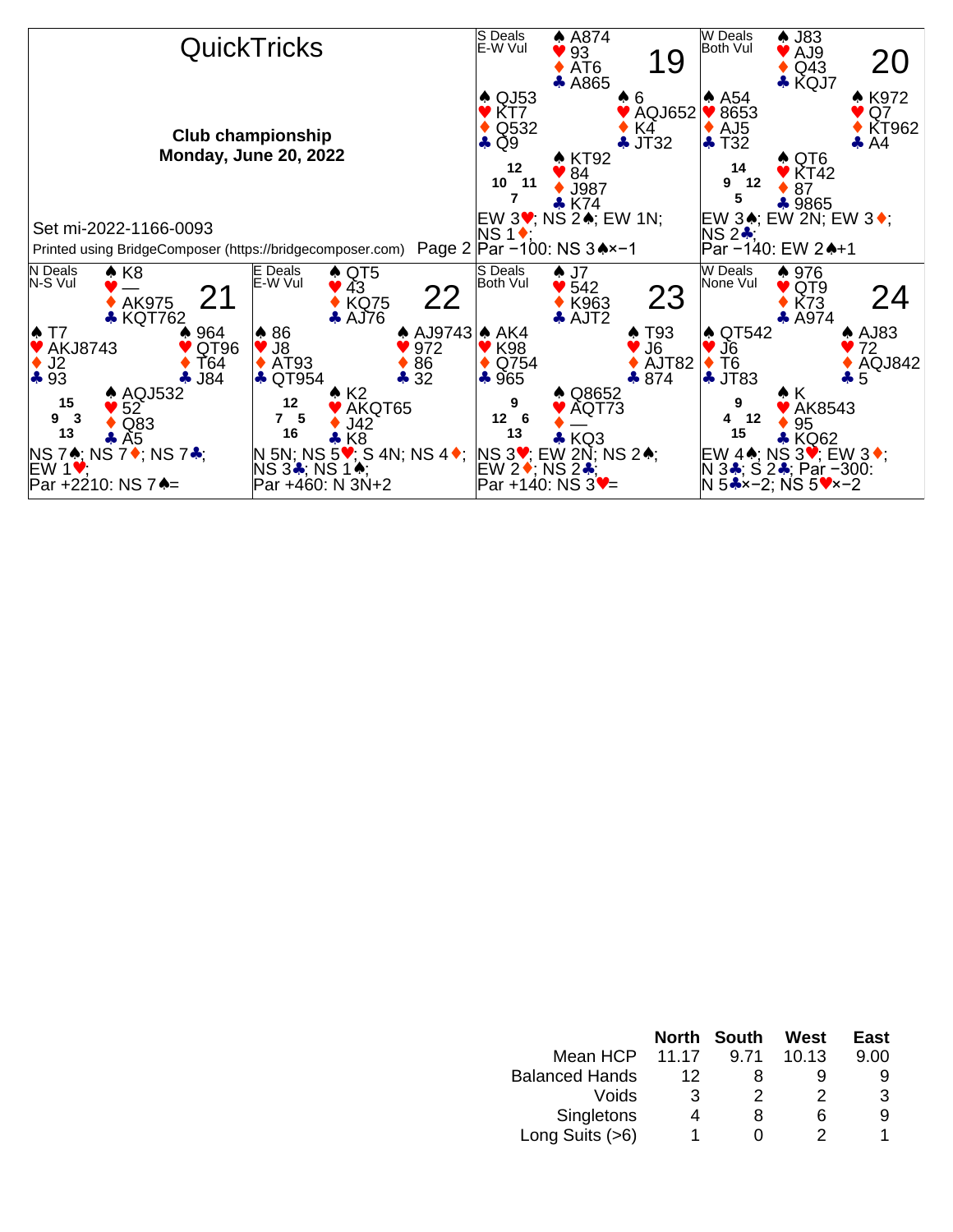# QuickTricks

**Club championship**
**Monday, June 20, 2022**

Set mi-2022-1166-0093

Printed using BridgeComposer (https://bridgecomposer.com)

---

## Board 19

S Deals, E-W Vul

North: ♠ A874 ♥ 93 ♦ AT6 ♣ A865

West: ♠ QJ53 ♥ KT7 ♦ Q532 ♣ Q9

East: ♠ 6 ♥ AQJ652 ♦ K4 ♣ JT32

South: ♠ KT92 ♥ 84 ♦ J987 ♣ K74

HCP: N 12, W 10, E 11, S 7

EW 3♥; NS 2♠; EW 1N; NS 1♦;
Par −100: NS 3♠×−1

## Board 20

W Deals, Both Vul

North: ♠ J83 ♥ AJ9 ♦ Q43 ♣ KQJ7

West: ♠ A54 ♥ 8653 ♦ AJ5 ♣ T32

East: ♠ K972 ♥ Q7 ♦ KT962 ♣ A4

South: ♠ QT6 ♥ KT42 ♦ 87 ♣ 9865

HCP: N 14, W 9, E 12, S 5

EW 3♠; EW 2N; EW 3♦; NS 2♣;
Par −140: EW 2♠+1

## Board 21

N Deals, N-S Vul

North: ♠ K8 ♥ — ♦ AK975 ♣ KQT762

West: ♠ T7 ♥ AKJ8743 ♦ J2 ♣ 93

East: ♠ 964 ♥ QT96 ♦ T64 ♣ J84

South: ♠ AQJ532 ♥ 52 ♦ Q83 ♣ A5

HCP: N 15, W 9, E 3, S 13

NS 7♠; NS 7♦; NS 7♣; EW 1♥;
Par +2210: NS 7♠=

## Board 22

E Deals, E-W Vul

North: ♠ QT5 ♥ 43 ♦ KQ75 ♣ AJ76

West: ♠ 86 ♥ J8 ♦ AT93 ♣ QT954

East: ♠ AJ9743 ♥ 972 ♦ 86 ♣ 32

South: ♠ K2 ♥ AKQT65 ♦ J42 ♣ K8

HCP: N 12, W 7, E 5, S 16

N 5N; NS 5♥; S 4N; NS 4♦; NS 3♣; NS 1♠;
Par +460: N 3N+2

## Board 23

S Deals, Both Vul

North: ♠ J7 ♥ 542 ♦ K963 ♣ AJT2

West: ♠ AK4 ♥ K98 ♦ Q754 ♣ 965

East: ♠ T93 ♥ J6 ♦ AJT82 ♣ 874

South: ♠ Q8652 ♥ AQT73 ♦ — ♣ KQ3

HCP: N 9, W 12, E 6, S 13

NS 3♥; EW 2N; NS 2♠; EW 2♦; NS 2♣;
Par +140: NS 3♥=

## Board 24

W Deals, None Vul

North: ♠ 976 ♥ QT9 ♦ K73 ♣ A974

West: ♠ QT542 ♥ J6 ♦ T6 ♣ JT83

East: ♠ AJ83 ♥ 72 ♦ AQJ842 ♣ 5

South: ♠ K ♥ AK8543 ♦ 95 ♣ KQ62

HCP: N 9, W 4, E 12, S 15

EW 4♠; NS 3♥; EW 3♦; N 3♣; S 2♣; Par −300: N 5♣×−2; NS 5♥×−2

---

| | North | South | West | East |
|---|---|---|---|---|
| Mean HCP | 11.17 | 9.71 | 10.13 | 9.00 |
| Balanced Hands | 12 | 8 | 9 | 9 |
| Voids | 3 | 2 | 2 | 3 |
| Singletons | 4 | 8 | 6 | 9 |
| Long Suits (>6) | 1 | 0 | 2 | 1 |